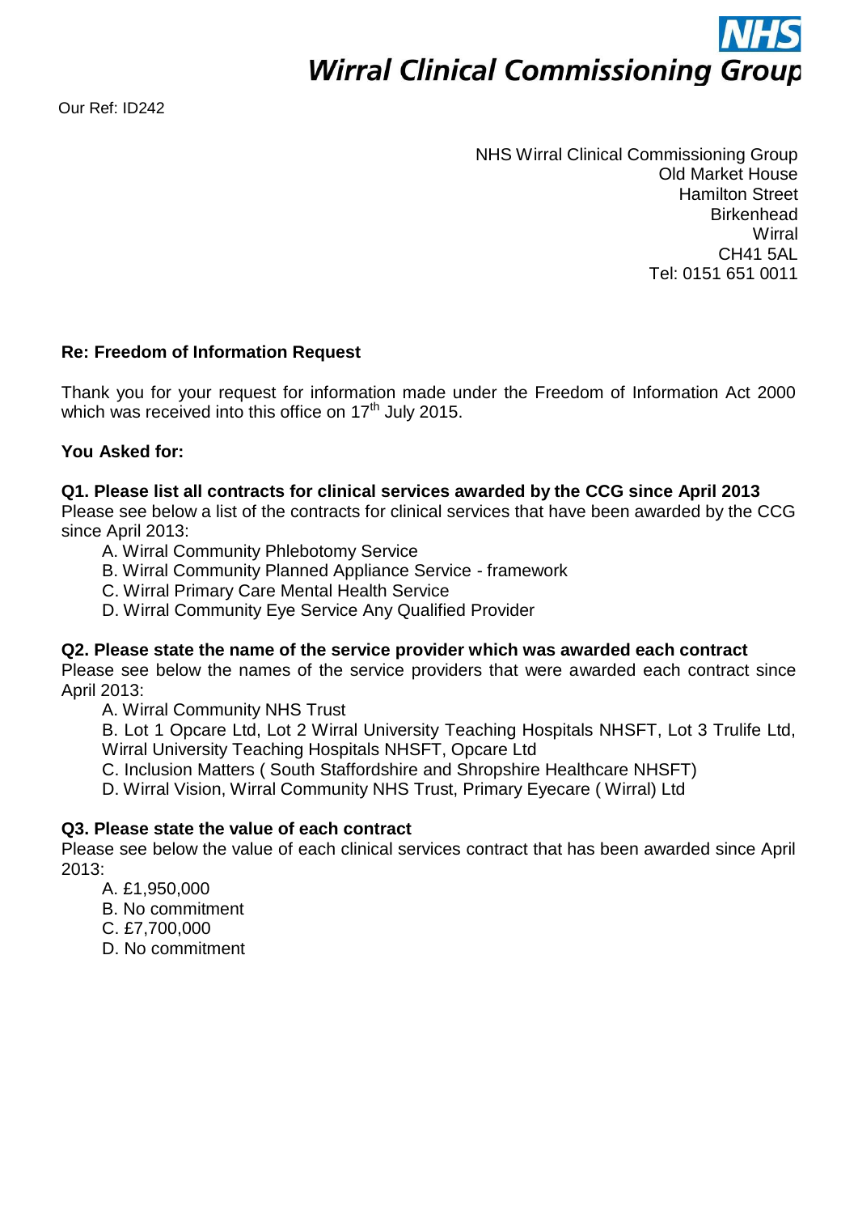**NHS**

**Wirral Clinical Commissioning Group**

Our Ref: ID242

NHS Wirral Clinical Commissioning Group
Old Market House
Hamilton Street
Birkenhead
Wirral
CH41 5AL
Tel: 0151 651 0011

**Re: Freedom of Information Request**

Thank you for your request for information made under the Freedom of Information Act 2000 which was received into this office on 17th July 2015.

**You Asked for:**

**Q1. Please list all contracts for clinical services awarded by the CCG since April 2013**

Please see below a list of the contracts for clinical services that have been awarded by the CCG since April 2013:

A. Wirral Community Phlebotomy Service
B. Wirral Community Planned Appliance Service - framework
C. Wirral Primary Care Mental Health Service
D. Wirral Community Eye Service Any Qualified Provider

**Q2. Please state the name of the service provider which was awarded each contract**

Please see below the names of the service providers that were awarded each contract since April 2013:

A. Wirral Community NHS Trust
B. Lot 1 Opcare Ltd, Lot 2 Wirral University Teaching Hospitals NHSFT, Lot 3 Trulife Ltd, Wirral University Teaching Hospitals NHSFT, Opcare Ltd
C. Inclusion Matters ( South Staffordshire and Shropshire Healthcare NHSFT)
D. Wirral Vision, Wirral Community NHS Trust, Primary Eyecare ( Wirral) Ltd

**Q3. Please state the value of each contract**

Please see below the value of each clinical services contract that has been awarded since April 2013:

A. £1,950,000
B. No commitment
C. £7,700,000
D. No commitment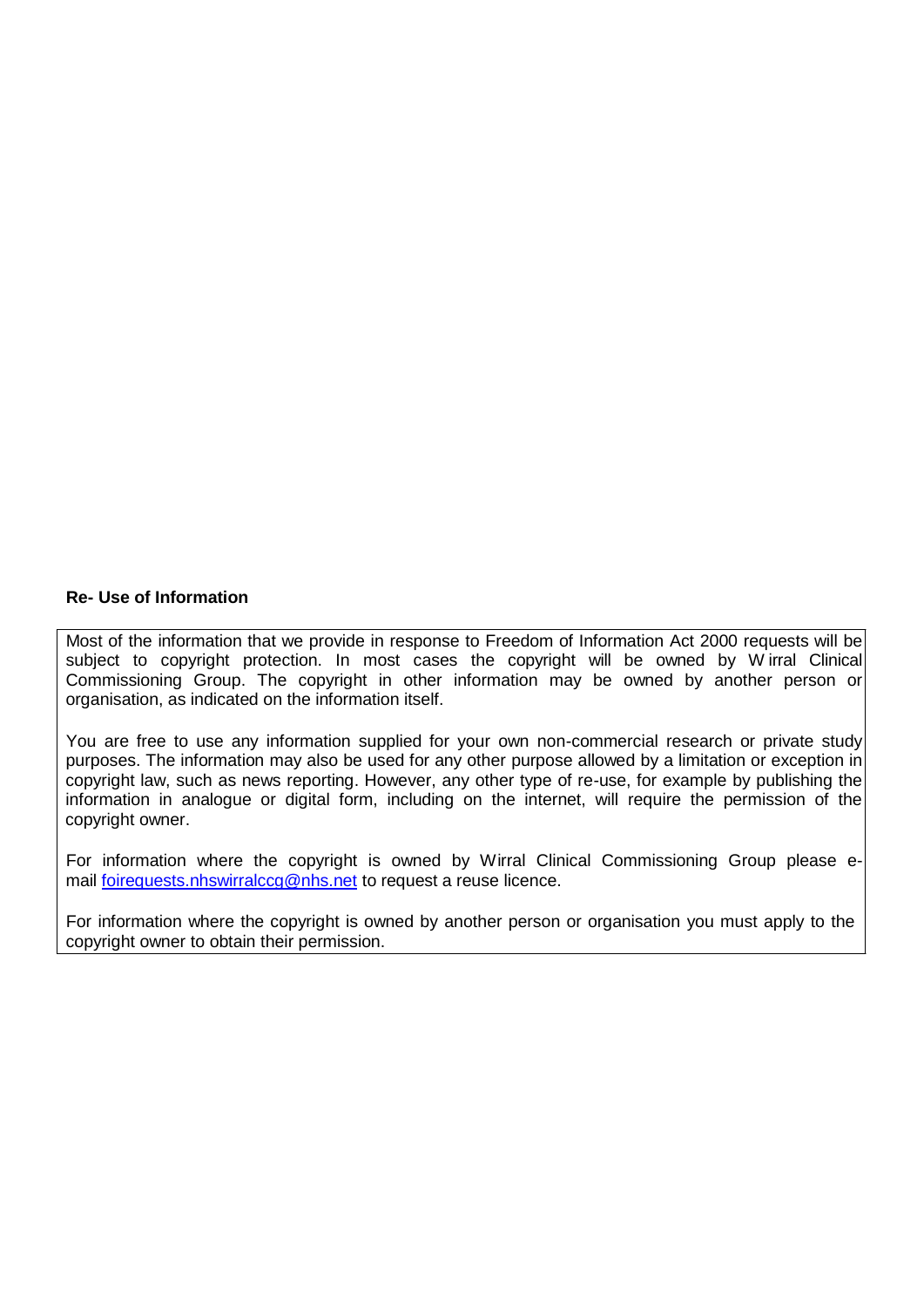**Re- Use of Information**

Most of the information that we provide in response to Freedom of Information Act 2000 requests will be subject to copyright protection. In most cases the copyright will be owned by Wirral Clinical Commissioning Group. The copyright in other information may be owned by another person or organisation, as indicated on the information itself.

You are free to use any information supplied for your own non-commercial research or private study purposes. The information may also be used for any other purpose allowed by a limitation or exception in copyright law, such as news reporting. However, any other type of re-use, for example by publishing the information in analogue or digital form, including on the internet, will require the permission of the copyright owner.

For information where the copyright is owned by Wirral Clinical Commissioning Group please e-mail foirequests.nhswirralccg@nhs.net to request a reuse licence.

For information where the copyright is owned by another person or organisation you must apply to the copyright owner to obtain their permission.